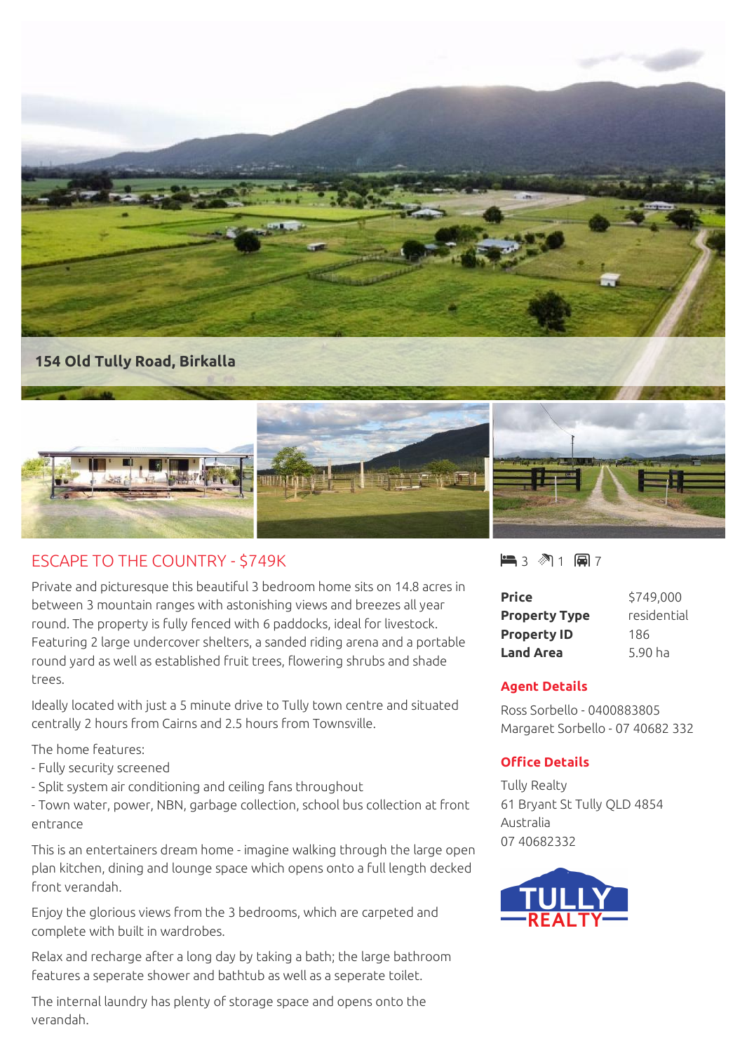**154 Old Tully Road, Birkalla**

## ESCAPE TO THE COUNTRY - $749K

3 bedrooms · 1 bathroom · 7 car spaces

Private and picturesque this beautiful 3 bedroom home sits on 14.8 acres in between 3 mountain ranges with astonishing views and breezes all year round. The property is fully fenced with 6 paddocks, ideal for livestock. Featuring 2 large undercover shelters, a sanded riding arena and a portable round yard as well as established fruit trees, flowering shrubs and shade trees.

Ideally located with just a 5 minute drive to Tully town centre and situated centrally 2 hours from Cairns and 2.5 hours from Townsville.

The home features:

- Fully security screened
- Split system air conditioning and ceiling fans throughout
- Town water, power, NBN, garbage collection, school bus collection at front entrance

This is an entertainers dream home - imagine walking through the large open plan kitchen, dining and lounge space which opens onto a full length decked front verandah.

Enjoy the glorious views from the 3 bedrooms, which are carpeted and complete with built in wardrobes.

Relax and recharge after a long day by taking a bath; the large bathroom features a seperate shower and bathtub as well as a seperate toilet.

The internal laundry has plenty of storage space and opens onto the verandah.

| | |
|---|---|
| **Price** | $749,000 |
| **Property Type** | residential |
| **Property ID** | 186 |
| **Land Area** | 5.90 ha |

### Agent Details

Ross Sorbello - 0400883805
Margaret Sorbello - 07 40682 332

### Office Details

Tully Realty
61 Bryant St Tully QLD 4854
Australia
07 40682332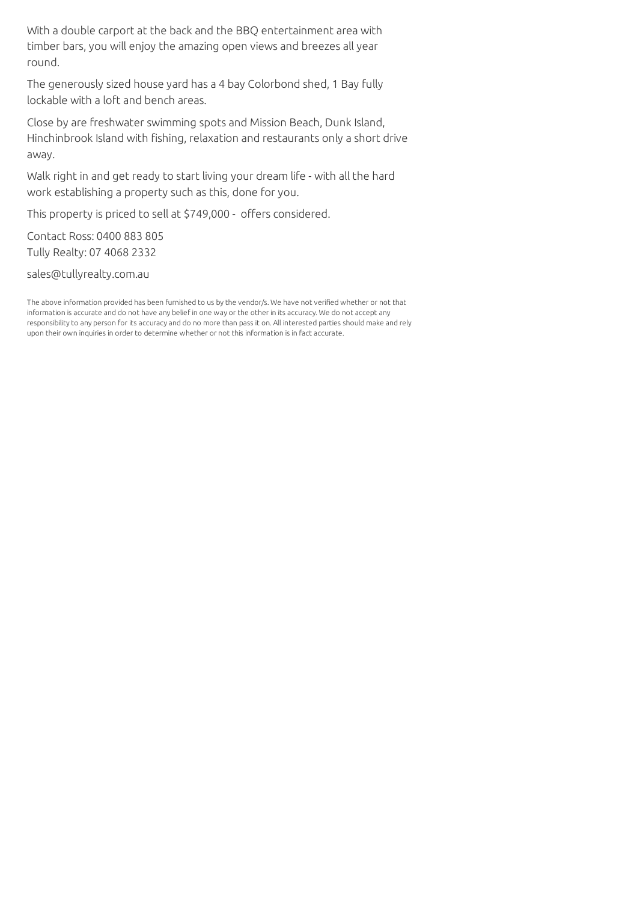With a double carport at the back and the BBQ entertainment area with timber bars, you will enjoy the amazing open views and breezes all year round.

The generously sized house yard has a 4 bay Colorbond shed, 1 Bay fully lockable with a loft and bench areas.

Close by are freshwater swimming spots and Mission Beach, Dunk Island, Hinchinbrook Island with fishing, relaxation and restaurants only a short drive away.

Walk right in and get ready to start living your dream life - with all the hard work establishing a property such as this, done for you.

This property is priced to sell at $749,000 - offers considered.

Contact Ross: 0400 883 805
Tully Realty: 07 4068 2332

sales@tullyrealty.com.au

The above information provided has been furnished to us by the vendor/s. We have not verified whether or not that information is accurate and do not have any belief in one way or the other in its accuracy. We do not accept any responsibility to any person for its accuracy and do no more than pass it on. All interested parties should make and rely upon their own inquiries in order to determine whether or not this information is in fact accurate.